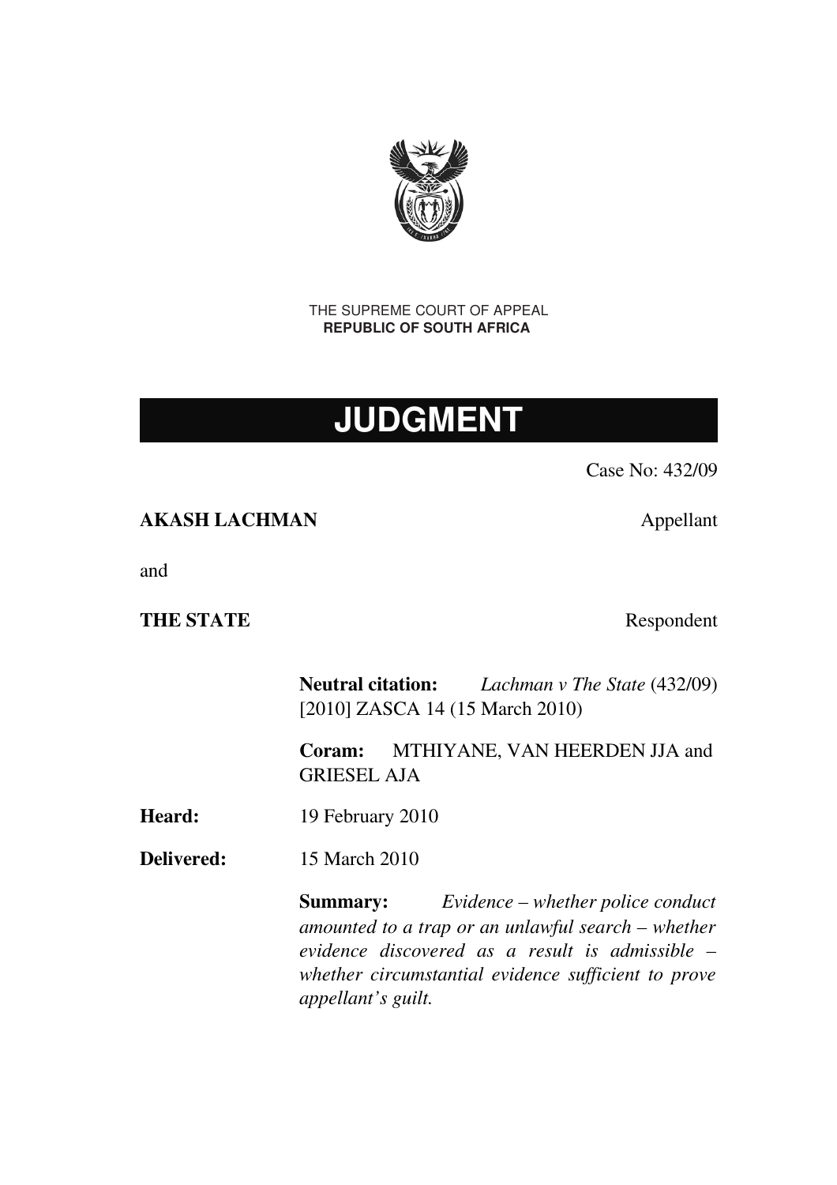THE SUPREME COURT OF APPEAL
**REPUBLIC OF SOUTH AFRICA**

# JUDGMENT

Case No: 432/09

**AKASH LACHMAN** Appellant

and

**THE STATE** Respondent

**Neutral citation:** *Lachman v The State* (432/09) [2010] ZASCA 14 (15 March 2010)

**Coram:** MTHIYANE, VAN HEERDEN JJA and GRIESEL AJA

**Heard:** 19 February 2010

**Delivered:** 15 March 2010

**Summary:** *Evidence – whether police conduct amounted to a trap or an unlawful search – whether evidence discovered as a result is admissible – whether circumstantial evidence sufficient to prove appellant's guilt.*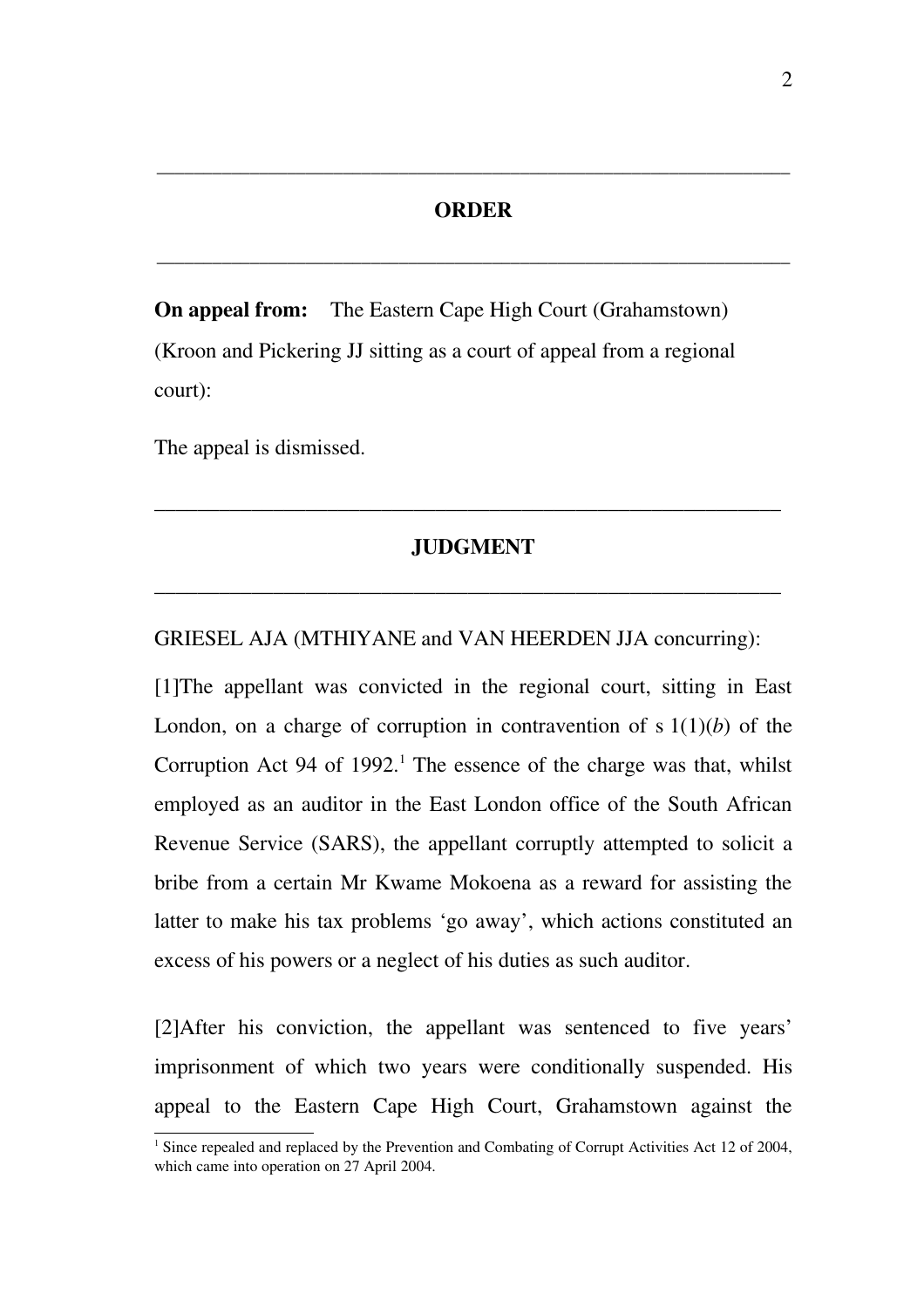## ORDER

**On appeal from:** The Eastern Cape High Court (Grahamstown) (Kroon and Pickering JJ sitting as a court of appeal from a regional court):

The appeal is dismissed.

## JUDGMENT

GRIESEL AJA (MTHIYANE and VAN HEERDEN JJA concurring):

[1]The appellant was convicted in the regional court, sitting in East London, on a charge of corruption in contravention of s 1(1)(*b*) of the Corruption Act 94 of 1992.[1] The essence of the charge was that, whilst employed as an auditor in the East London office of the South African Revenue Service (SARS), the appellant corruptly attempted to solicit a bribe from a certain Mr Kwame Mokoena as a reward for assisting the latter to make his tax problems 'go away', which actions constituted an excess of his powers or a neglect of his duties as such auditor.

[2]After his conviction, the appellant was sentenced to five years' imprisonment of which two years were conditionally suspended. His appeal to the Eastern Cape High Court, Grahamstown against the

[1] Since repealed and replaced by the Prevention and Combating of Corrupt Activities Act 12 of 2004, which came into operation on 27 April 2004.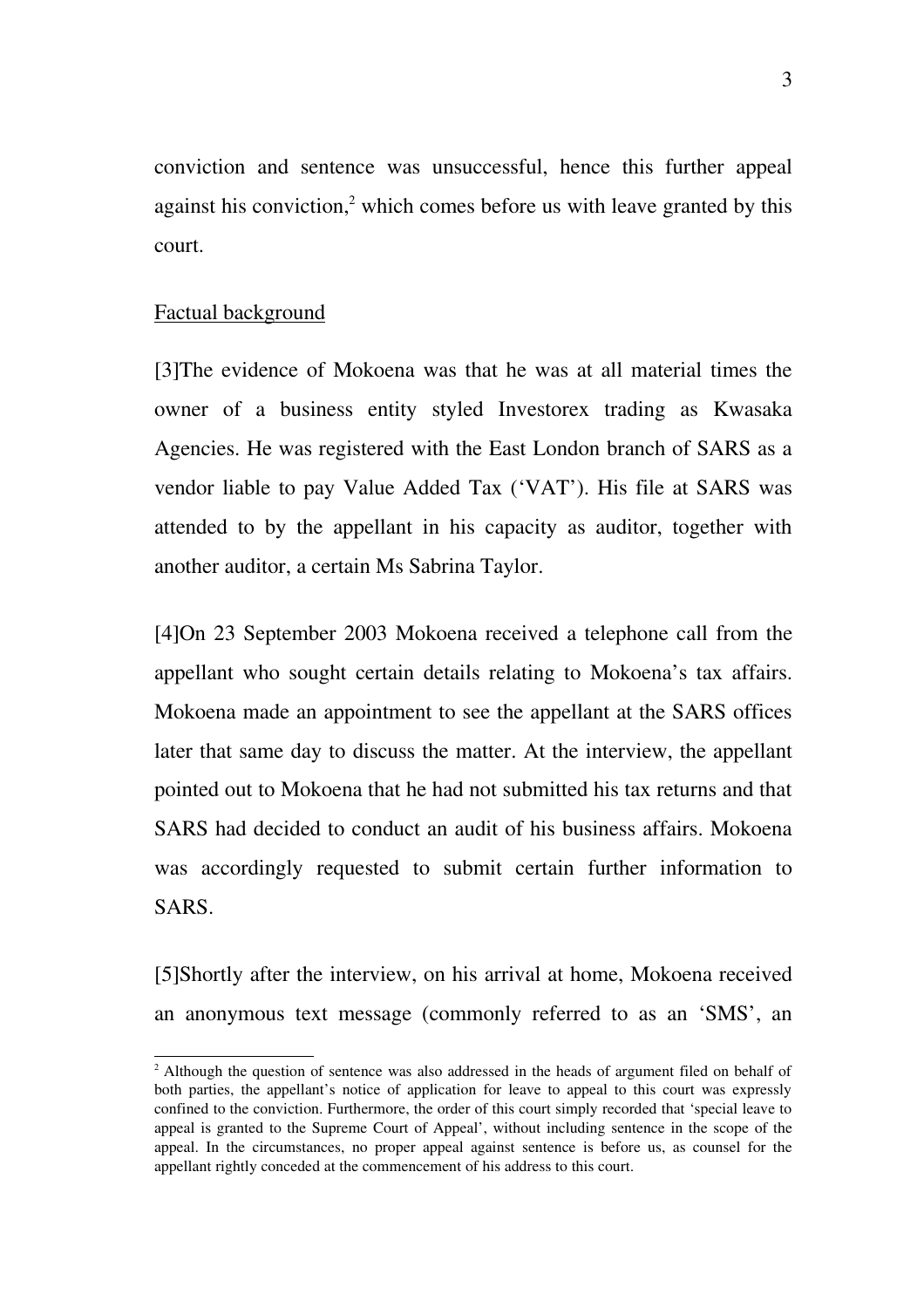conviction and sentence was unsuccessful, hence this further appeal against his conviction,[2] which comes before us with leave granted by this court.

## Factual background

[3]The evidence of Mokoena was that he was at all material times the owner of a business entity styled Investorex trading as Kwasaka Agencies. He was registered with the East London branch of SARS as a vendor liable to pay Value Added Tax ('VAT'). His file at SARS was attended to by the appellant in his capacity as auditor, together with another auditor, a certain Ms Sabrina Taylor.

[4]On 23 September 2003 Mokoena received a telephone call from the appellant who sought certain details relating to Mokoena's tax affairs. Mokoena made an appointment to see the appellant at the SARS offices later that same day to discuss the matter. At the interview, the appellant pointed out to Mokoena that he had not submitted his tax returns and that SARS had decided to conduct an audit of his business affairs. Mokoena was accordingly requested to submit certain further information to SARS.

[5]Shortly after the interview, on his arrival at home, Mokoena received an anonymous text message (commonly referred to as an 'SMS', an

---

[2] Although the question of sentence was also addressed in the heads of argument filed on behalf of both parties, the appellant's notice of application for leave to appeal to this court was expressly confined to the conviction. Furthermore, the order of this court simply recorded that 'special leave to appeal is granted to the Supreme Court of Appeal', without including sentence in the scope of the appeal. In the circumstances, no proper appeal against sentence is before us, as counsel for the appellant rightly conceded at the commencement of his address to this court.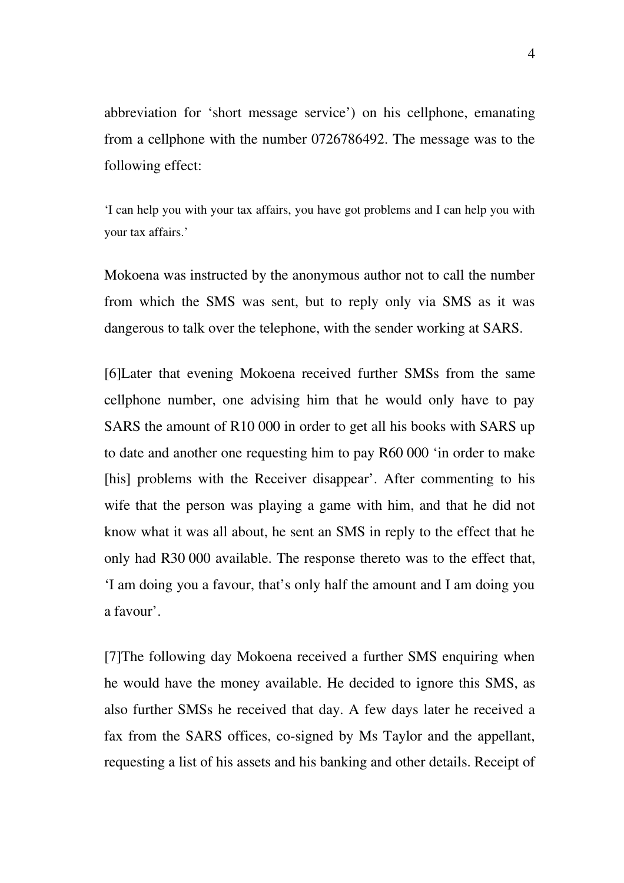abbreviation for 'short message service') on his cellphone, emanating from a cellphone with the number 0726786492. The message was to the following effect:

> 'I can help you with your tax affairs, you have got problems and I can help you with your tax affairs.'

Mokoena was instructed by the anonymous author not to call the number from which the SMS was sent, but to reply only via SMS as it was dangerous to talk over the telephone, with the sender working at SARS.

[6]Later that evening Mokoena received further SMSs from the same cellphone number, one advising him that he would only have to pay SARS the amount of R10 000 in order to get all his books with SARS up to date and another one requesting him to pay R60 000 'in order to make [his] problems with the Receiver disappear'. After commenting to his wife that the person was playing a game with him, and that he did not know what it was all about, he sent an SMS in reply to the effect that he only had R30 000 available. The response thereto was to the effect that, 'I am doing you a favour, that's only half the amount and I am doing you a favour'.

[7]The following day Mokoena received a further SMS enquiring when he would have the money available. He decided to ignore this SMS, as also further SMSs he received that day. A few days later he received a fax from the SARS offices, co-signed by Ms Taylor and the appellant, requesting a list of his assets and his banking and other details. Receipt of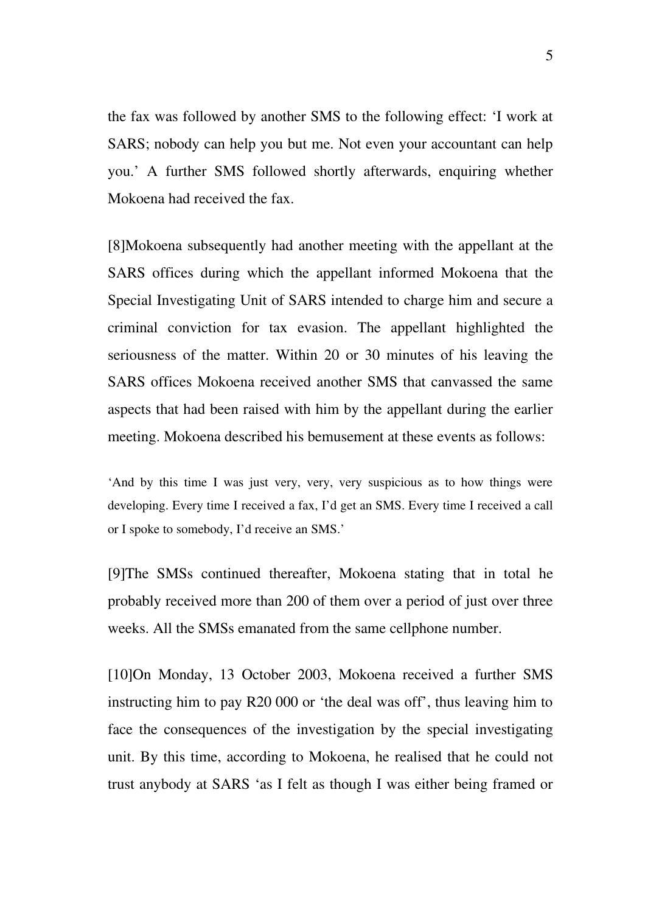the fax was followed by another SMS to the following effect: 'I work at SARS; nobody can help you but me. Not even your accountant can help you.' A further SMS followed shortly afterwards, enquiring whether Mokoena had received the fax.

[8]Mokoena subsequently had another meeting with the appellant at the SARS offices during which the appellant informed Mokoena that the Special Investigating Unit of SARS intended to charge him and secure a criminal conviction for tax evasion. The appellant highlighted the seriousness of the matter. Within 20 or 30 minutes of his leaving the SARS offices Mokoena received another SMS that canvassed the same aspects that had been raised with him by the appellant during the earlier meeting. Mokoena described his bemusement at these events as follows:

> 'And by this time I was just very, very, very suspicious as to how things were developing. Every time I received a fax, I'd get an SMS. Every time I received a call or I spoke to somebody, I'd receive an SMS.'

[9]The SMSs continued thereafter, Mokoena stating that in total he probably received more than 200 of them over a period of just over three weeks. All the SMSs emanated from the same cellphone number.

[10]On Monday, 13 October 2003, Mokoena received a further SMS instructing him to pay R20 000 or 'the deal was off', thus leaving him to face the consequences of the investigation by the special investigating unit. By this time, according to Mokoena, he realised that he could not trust anybody at SARS 'as I felt as though I was either being framed or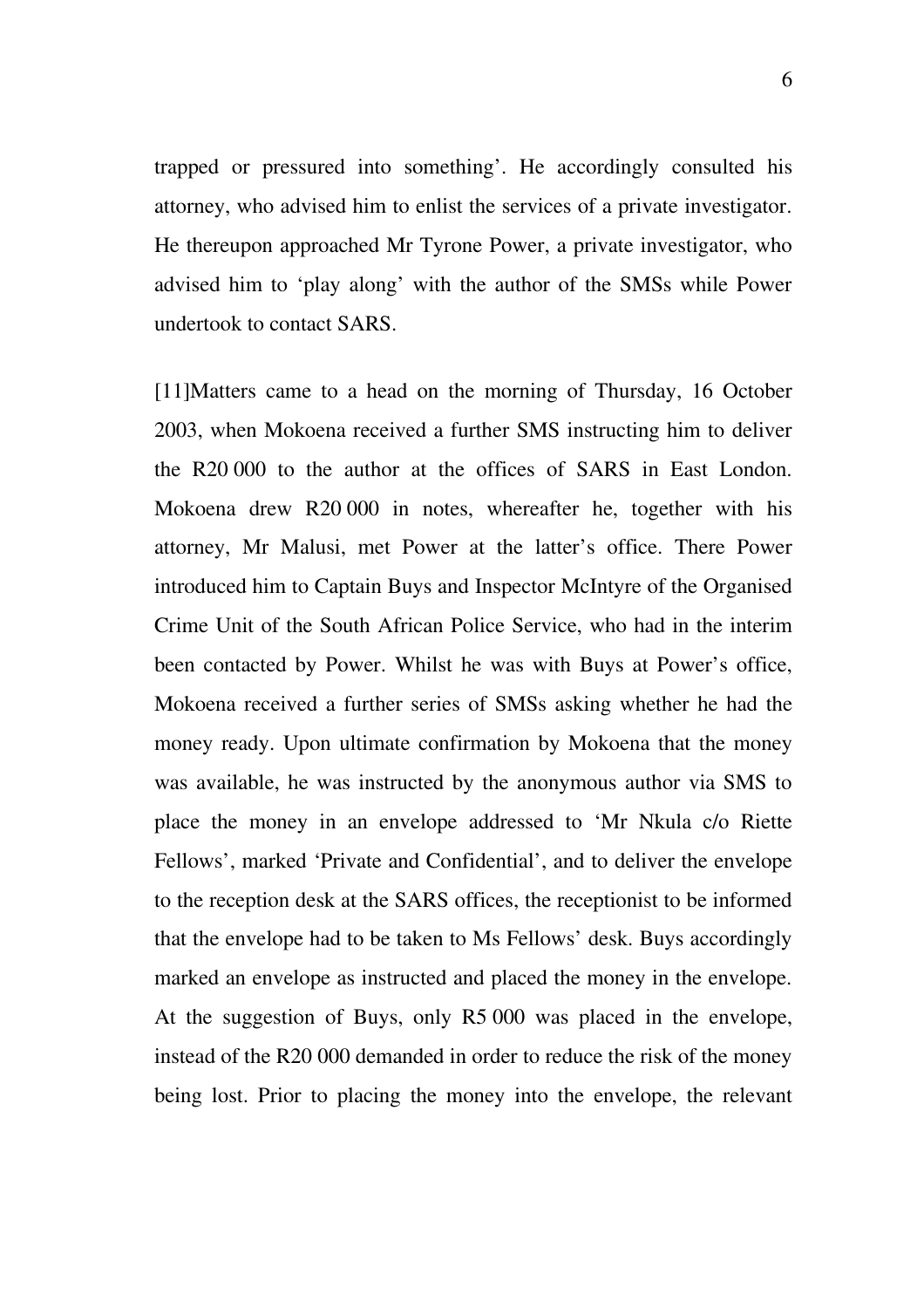trapped or pressured into something'. He accordingly consulted his attorney, who advised him to enlist the services of a private investigator. He thereupon approached Mr Tyrone Power, a private investigator, who advised him to 'play along' with the author of the SMSs while Power undertook to contact SARS.

[11]Matters came to a head on the morning of Thursday, 16 October 2003, when Mokoena received a further SMS instructing him to deliver the R20 000 to the author at the offices of SARS in East London. Mokoena drew R20 000 in notes, whereafter he, together with his attorney, Mr Malusi, met Power at the latter's office. There Power introduced him to Captain Buys and Inspector McIntyre of the Organised Crime Unit of the South African Police Service, who had in the interim been contacted by Power. Whilst he was with Buys at Power's office, Mokoena received a further series of SMSs asking whether he had the money ready. Upon ultimate confirmation by Mokoena that the money was available, he was instructed by the anonymous author via SMS to place the money in an envelope addressed to 'Mr Nkula c/o Riette Fellows', marked 'Private and Confidential', and to deliver the envelope to the reception desk at the SARS offices, the receptionist to be informed that the envelope had to be taken to Ms Fellows' desk. Buys accordingly marked an envelope as instructed and placed the money in the envelope. At the suggestion of Buys, only R5 000 was placed in the envelope, instead of the R20 000 demanded in order to reduce the risk of the money being lost. Prior to placing the money into the envelope, the relevant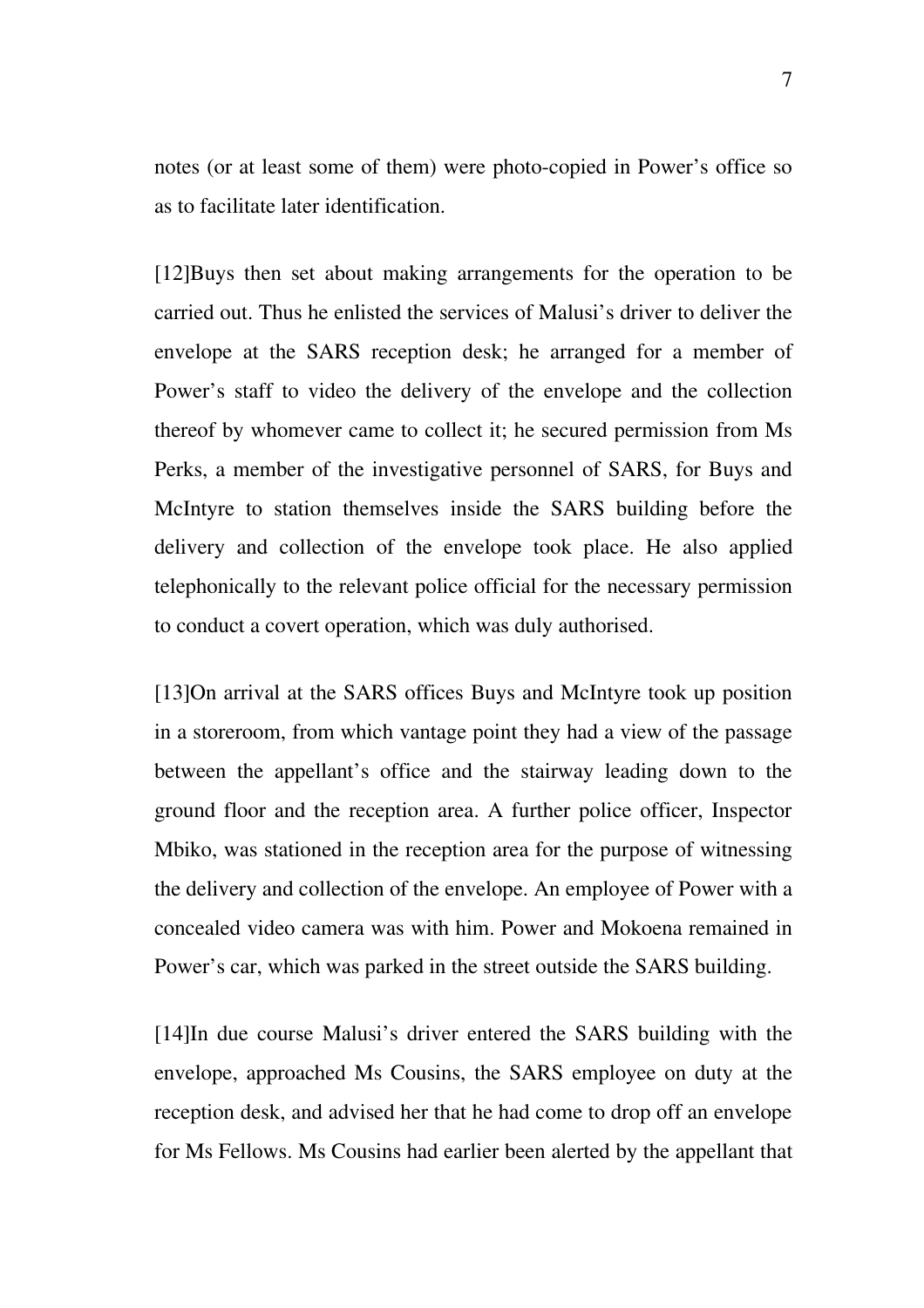notes (or at least some of them) were photo-copied in Power's office so as to facilitate later identification.

[12]Buys then set about making arrangements for the operation to be carried out. Thus he enlisted the services of Malusi's driver to deliver the envelope at the SARS reception desk; he arranged for a member of Power's staff to video the delivery of the envelope and the collection thereof by whomever came to collect it; he secured permission from Ms Perks, a member of the investigative personnel of SARS, for Buys and McIntyre to station themselves inside the SARS building before the delivery and collection of the envelope took place. He also applied telephonically to the relevant police official for the necessary permission to conduct a covert operation, which was duly authorised.

[13]On arrival at the SARS offices Buys and McIntyre took up position in a storeroom, from which vantage point they had a view of the passage between the appellant's office and the stairway leading down to the ground floor and the reception area. A further police officer, Inspector Mbiko, was stationed in the reception area for the purpose of witnessing the delivery and collection of the envelope. An employee of Power with a concealed video camera was with him. Power and Mokoena remained in Power's car, which was parked in the street outside the SARS building.

[14]In due course Malusi's driver entered the SARS building with the envelope, approached Ms Cousins, the SARS employee on duty at the reception desk, and advised her that he had come to drop off an envelope for Ms Fellows. Ms Cousins had earlier been alerted by the appellant that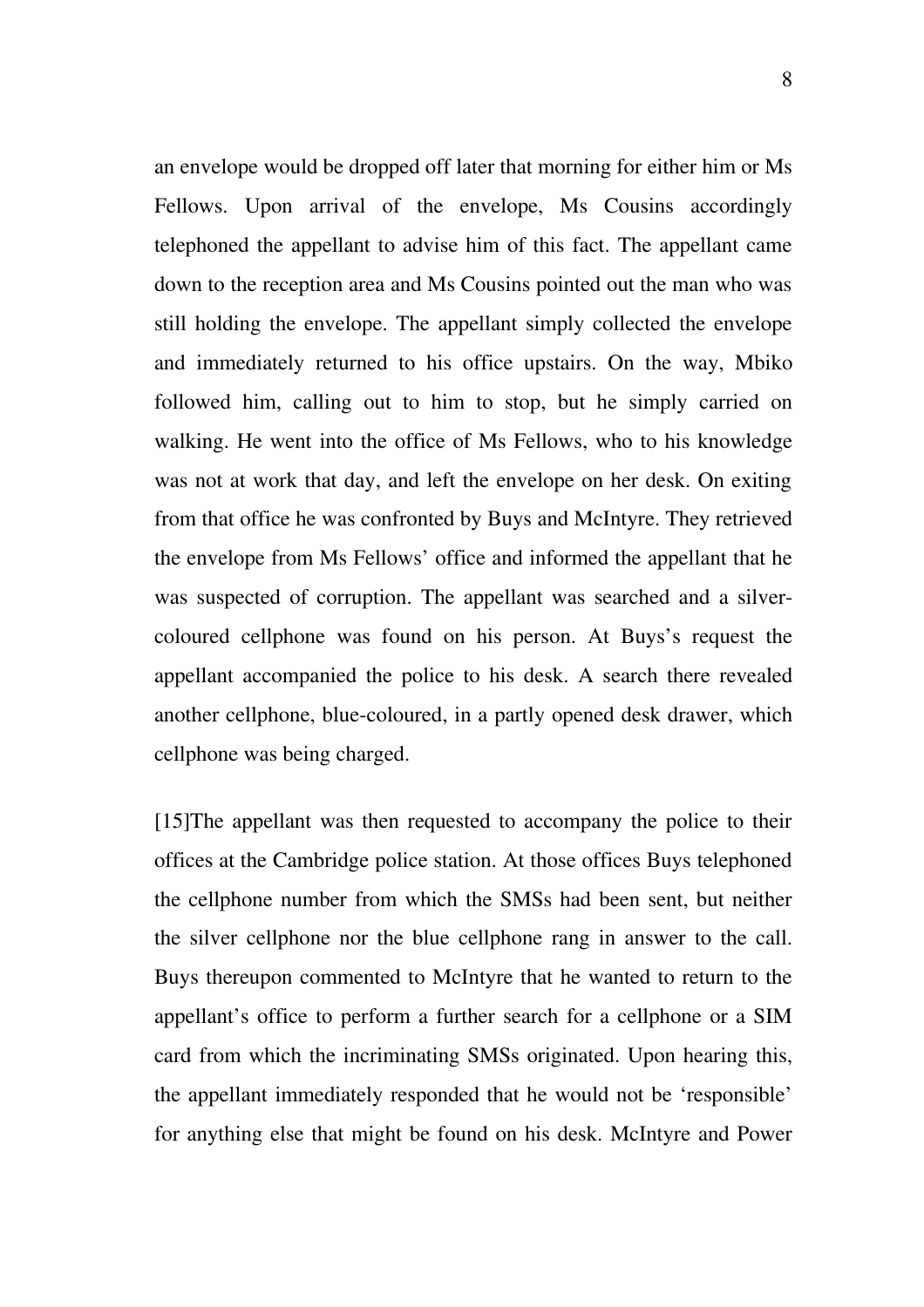an envelope would be dropped off later that morning for either him or Ms Fellows. Upon arrival of the envelope, Ms Cousins accordingly telephoned the appellant to advise him of this fact. The appellant came down to the reception area and Ms Cousins pointed out the man who was still holding the envelope. The appellant simply collected the envelope and immediately returned to his office upstairs. On the way, Mbiko followed him, calling out to him to stop, but he simply carried on walking. He went into the office of Ms Fellows, who to his knowledge was not at work that day, and left the envelope on her desk. On exiting from that office he was confronted by Buys and McIntyre. They retrieved the envelope from Ms Fellows' office and informed the appellant that he was suspected of corruption. The appellant was searched and a silver-coloured cellphone was found on his person. At Buys's request the appellant accompanied the police to his desk. A search there revealed another cellphone, blue-coloured, in a partly opened desk drawer, which cellphone was being charged.

[15]The appellant was then requested to accompany the police to their offices at the Cambridge police station. At those offices Buys telephoned the cellphone number from which the SMSs had been sent, but neither the silver cellphone nor the blue cellphone rang in answer to the call. Buys thereupon commented to McIntyre that he wanted to return to the appellant's office to perform a further search for a cellphone or a SIM card from which the incriminating SMSs originated. Upon hearing this, the appellant immediately responded that he would not be 'responsible' for anything else that might be found on his desk. McIntyre and Power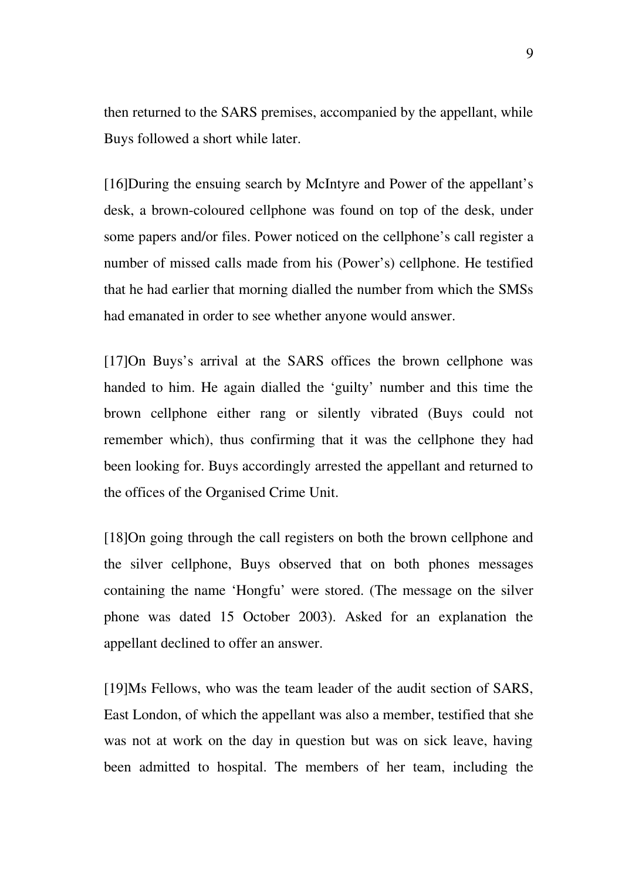then returned to the SARS premises, accompanied by the appellant, while Buys followed a short while later.

[16]During the ensuing search by McIntyre and Power of the appellant's desk, a brown-coloured cellphone was found on top of the desk, under some papers and/or files. Power noticed on the cellphone's call register a number of missed calls made from his (Power's) cellphone. He testified that he had earlier that morning dialled the number from which the SMSs had emanated in order to see whether anyone would answer.

[17]On Buys's arrival at the SARS offices the brown cellphone was handed to him. He again dialled the 'guilty' number and this time the brown cellphone either rang or silently vibrated (Buys could not remember which), thus confirming that it was the cellphone they had been looking for. Buys accordingly arrested the appellant and returned to the offices of the Organised Crime Unit.

[18]On going through the call registers on both the brown cellphone and the silver cellphone, Buys observed that on both phones messages containing the name 'Hongfu' were stored. (The message on the silver phone was dated 15 October 2003). Asked for an explanation the appellant declined to offer an answer.

[19]Ms Fellows, who was the team leader of the audit section of SARS, East London, of which the appellant was also a member, testified that she was not at work on the day in question but was on sick leave, having been admitted to hospital. The members of her team, including the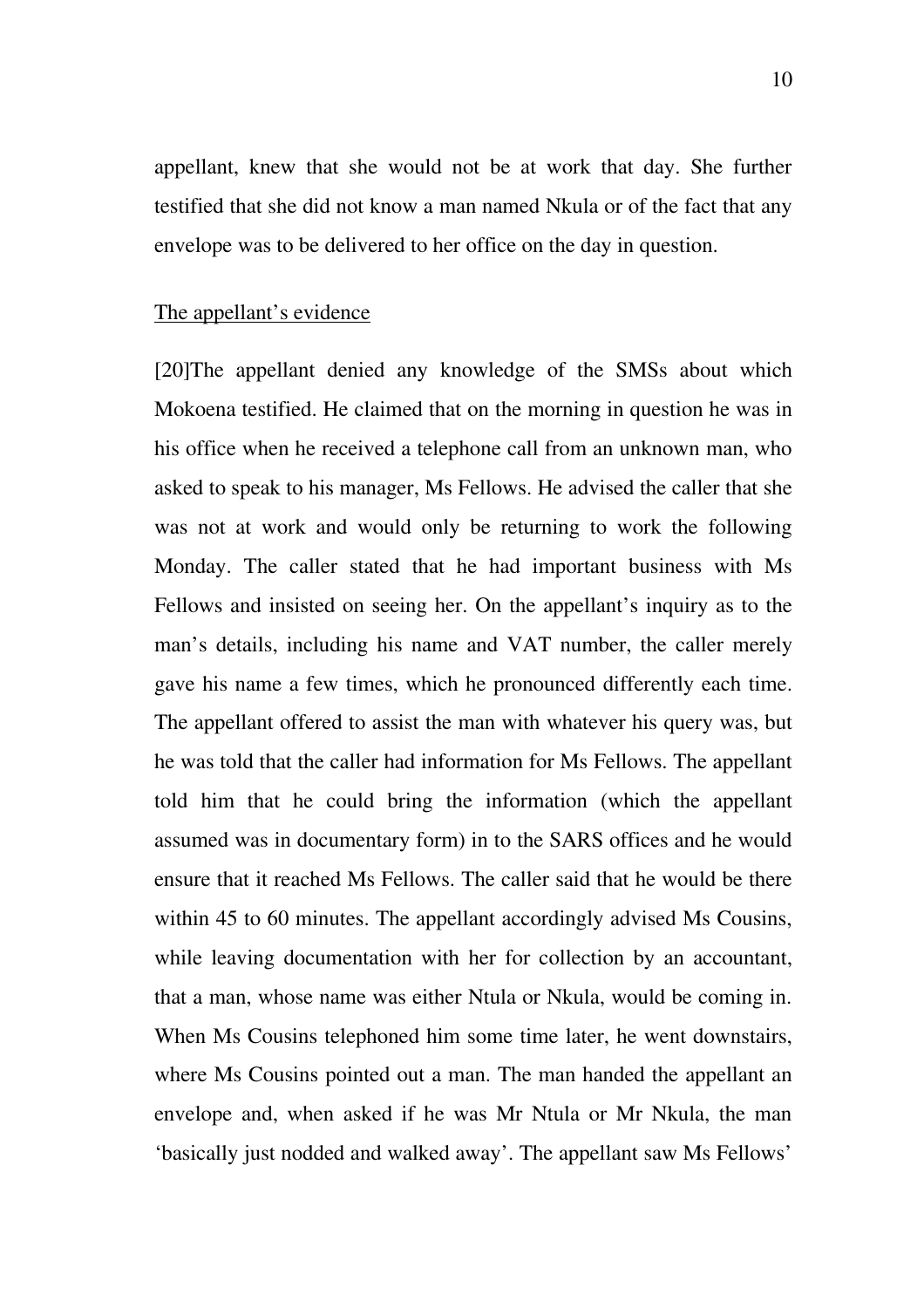appellant, knew that she would not be at work that day. She further testified that she did not know a man named Nkula or of the fact that any envelope was to be delivered to her office on the day in question.

<u>The appellant's evidence</u>

[20]The appellant denied any knowledge of the SMSs about which Mokoena testified. He claimed that on the morning in question he was in his office when he received a telephone call from an unknown man, who asked to speak to his manager, Ms Fellows. He advised the caller that she was not at work and would only be returning to work the following Monday. The caller stated that he had important business with Ms Fellows and insisted on seeing her. On the appellant's inquiry as to the man's details, including his name and VAT number, the caller merely gave his name a few times, which he pronounced differently each time. The appellant offered to assist the man with whatever his query was, but he was told that the caller had information for Ms Fellows. The appellant told him that he could bring the information (which the appellant assumed was in documentary form) in to the SARS offices and he would ensure that it reached Ms Fellows. The caller said that he would be there within 45 to 60 minutes. The appellant accordingly advised Ms Cousins, while leaving documentation with her for collection by an accountant, that a man, whose name was either Ntula or Nkula, would be coming in. When Ms Cousins telephoned him some time later, he went downstairs, where Ms Cousins pointed out a man. The man handed the appellant an envelope and, when asked if he was Mr Ntula or Mr Nkula, the man 'basically just nodded and walked away'. The appellant saw Ms Fellows'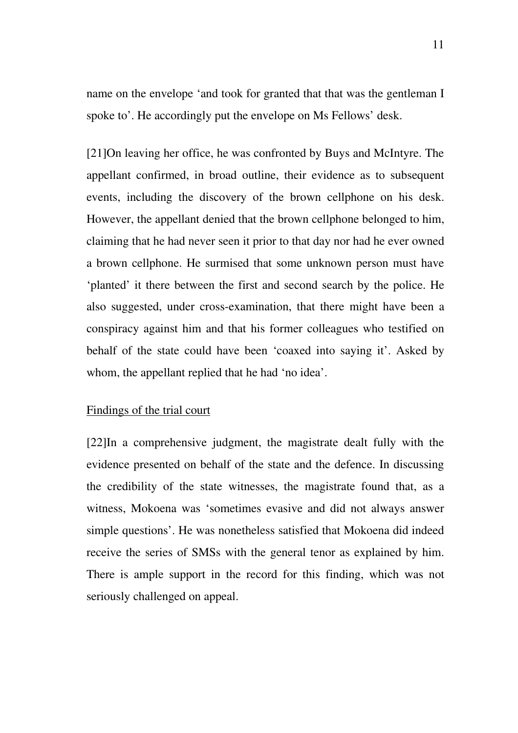name on the envelope 'and took for granted that that was the gentleman I spoke to'. He accordingly put the envelope on Ms Fellows' desk.

[21]On leaving her office, he was confronted by Buys and McIntyre. The appellant confirmed, in broad outline, their evidence as to subsequent events, including the discovery of the brown cellphone on his desk. However, the appellant denied that the brown cellphone belonged to him, claiming that he had never seen it prior to that day nor had he ever owned a brown cellphone. He surmised that some unknown person must have 'planted' it there between the first and second search by the police. He also suggested, under cross-examination, that there might have been a conspiracy against him and that his former colleagues who testified on behalf of the state could have been 'coaxed into saying it'. Asked by whom, the appellant replied that he had 'no idea'.

<u>Findings of the trial court</u>

[22]In a comprehensive judgment, the magistrate dealt fully with the evidence presented on behalf of the state and the defence. In discussing the credibility of the state witnesses, the magistrate found that, as a witness, Mokoena was 'sometimes evasive and did not always answer simple questions'. He was nonetheless satisfied that Mokoena did indeed receive the series of SMSs with the general tenor as explained by him. There is ample support in the record for this finding, which was not seriously challenged on appeal.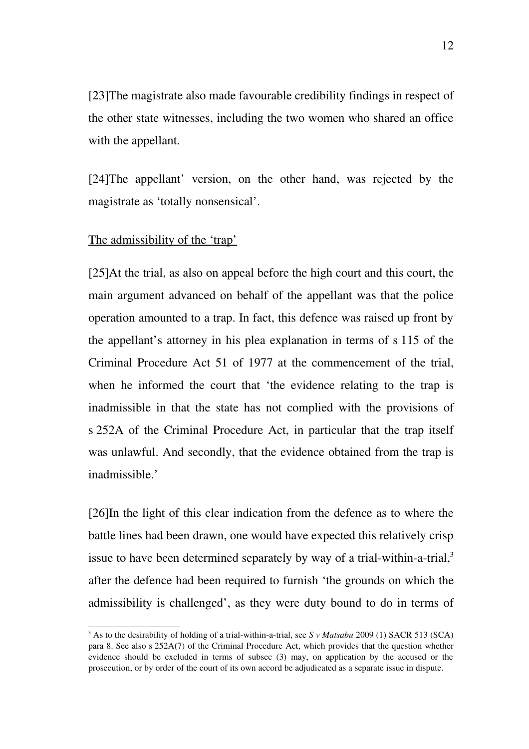[23]The magistrate also made favourable credibility findings in respect of the other state witnesses, including the two women who shared an office with the appellant.

[24]The appellant' version, on the other hand, was rejected by the magistrate as 'totally nonsensical'.

<u>The admissibility of the 'trap'</u>

[25]At the trial, as also on appeal before the high court and this court, the main argument advanced on behalf of the appellant was that the police operation amounted to a trap. In fact, this defence was raised up front by the appellant's attorney in his plea explanation in terms of s 115 of the Criminal Procedure Act 51 of 1977 at the commencement of the trial, when he informed the court that 'the evidence relating to the trap is inadmissible in that the state has not complied with the provisions of s 252A of the Criminal Procedure Act, in particular that the trap itself was unlawful. And secondly, that the evidence obtained from the trap is inadmissible.'

[26]In the light of this clear indication from the defence as to where the battle lines had been drawn, one would have expected this relatively crisp issue to have been determined separately by way of a trial-within-a-trial,[3] after the defence had been required to furnish 'the grounds on which the admissibility is challenged', as they were duty bound to do in terms of

---

[3] As to the desirability of holding of a trial-within-a-trial, see *S v Matsabu* 2009 (1) SACR 513 (SCA) para 8. See also s 252A(7) of the Criminal Procedure Act, which provides that the question whether evidence should be excluded in terms of subsec (3) may, on application by the accused or the prosecution, or by order of the court of its own accord be adjudicated as a separate issue in dispute.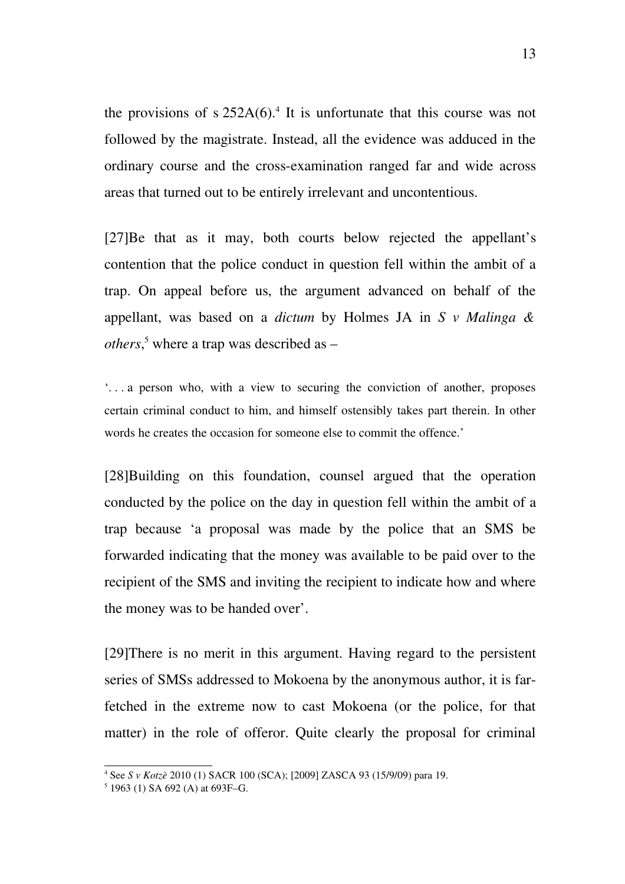the provisions of s 252A(6).[4] It is unfortunate that this course was not followed by the magistrate. Instead, all the evidence was adduced in the ordinary course and the cross-examination ranged far and wide across areas that turned out to be entirely irrelevant and uncontentious.

[27]Be that as it may, both courts below rejected the appellant's contention that the police conduct in question fell within the ambit of a trap. On appeal before us, the argument advanced on behalf of the appellant, was based on a *dictum* by Holmes JA in *S v Malinga & others*,[5] where a trap was described as –

> '. . . a person who, with a view to securing the conviction of another, proposes certain criminal conduct to him, and himself ostensibly takes part therein. In other words he creates the occasion for someone else to commit the offence.'

[28]Building on this foundation, counsel argued that the operation conducted by the police on the day in question fell within the ambit of a trap because 'a proposal was made by the police that an SMS be forwarded indicating that the money was available to be paid over to the recipient of the SMS and inviting the recipient to indicate how and where the money was to be handed over'.

[29]There is no merit in this argument. Having regard to the persistent series of SMSs addressed to Mokoena by the anonymous author, it is far-fetched in the extreme now to cast Mokoena (or the police, for that matter) in the role of offeror. Quite clearly the proposal for criminal

---

[4] See *S v Kotzè* 2010 (1) SACR 100 (SCA); [2009] ZASCA 93 (15/9/09) para 19.

[5] 1963 (1) SA 692 (A) at 693F–G.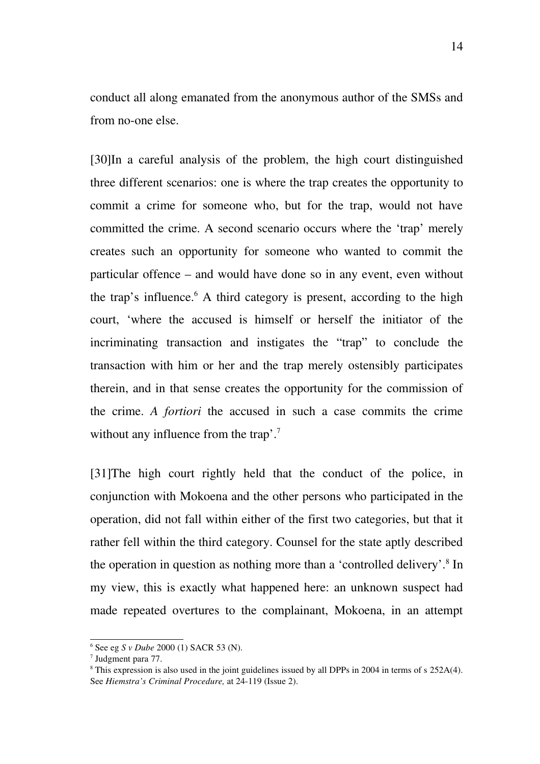conduct all along emanated from the anonymous author of the SMSs and from no-one else.

[30]In a careful analysis of the problem, the high court distinguished three different scenarios: one is where the trap creates the opportunity to commit a crime for someone who, but for the trap, would not have committed the crime. A second scenario occurs where the 'trap' merely creates such an opportunity for someone who wanted to commit the particular offence – and would have done so in any event, even without the trap's influence.[6] A third category is present, according to the high court, 'where the accused is himself or herself the initiator of the incriminating transaction and instigates the "trap" to conclude the transaction with him or her and the trap merely ostensibly participates therein, and in that sense creates the opportunity for the commission of the crime. *A fortiori* the accused in such a case commits the crime without any influence from the trap'.[7]

[31]The high court rightly held that the conduct of the police, in conjunction with Mokoena and the other persons who participated in the operation, did not fall within either of the first two categories, but that it rather fell within the third category. Counsel for the state aptly described the operation in question as nothing more than a 'controlled delivery'.[8] In my view, this is exactly what happened here: an unknown suspect had made repeated overtures to the complainant, Mokoena, in an attempt

---

[6] See eg *S v Dube* 2000 (1) SACR 53 (N).

[7] Judgment para 77.

[8] This expression is also used in the joint guidelines issued by all DPPs in 2004 in terms of s 252A(4). See *Hiemstra's Criminal Procedure,* at 24-119 (Issue 2).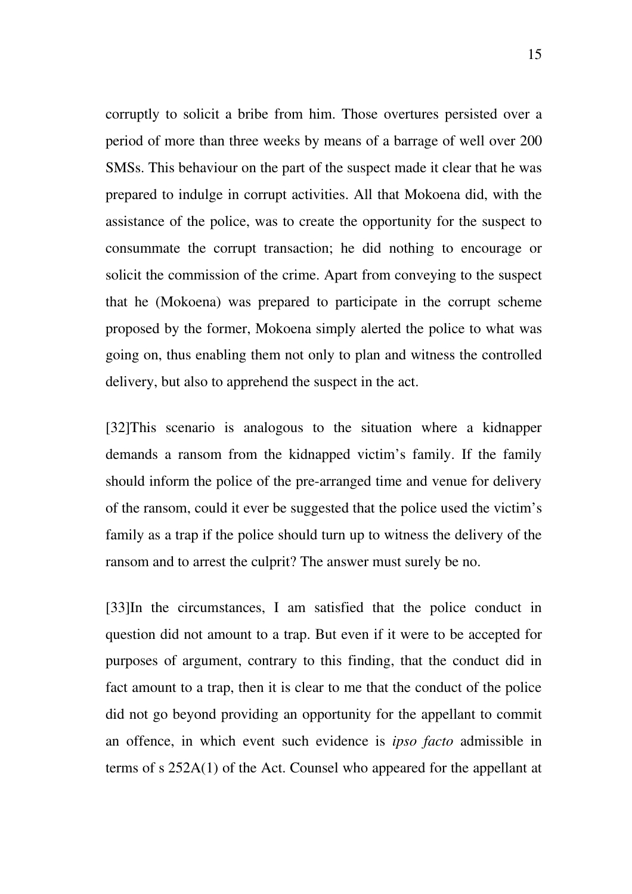corruptly to solicit a bribe from him. Those overtures persisted over a period of more than three weeks by means of a barrage of well over 200 SMSs. This behaviour on the part of the suspect made it clear that he was prepared to indulge in corrupt activities. All that Mokoena did, with the assistance of the police, was to create the opportunity for the suspect to consummate the corrupt transaction; he did nothing to encourage or solicit the commission of the crime. Apart from conveying to the suspect that he (Mokoena) was prepared to participate in the corrupt scheme proposed by the former, Mokoena simply alerted the police to what was going on, thus enabling them not only to plan and witness the controlled delivery, but also to apprehend the suspect in the act.

[32]This scenario is analogous to the situation where a kidnapper demands a ransom from the kidnapped victim's family. If the family should inform the police of the pre-arranged time and venue for delivery of the ransom, could it ever be suggested that the police used the victim's family as a trap if the police should turn up to witness the delivery of the ransom and to arrest the culprit? The answer must surely be no.

[33]In the circumstances, I am satisfied that the police conduct in question did not amount to a trap. But even if it were to be accepted for purposes of argument, contrary to this finding, that the conduct did in fact amount to a trap, then it is clear to me that the conduct of the police did not go beyond providing an opportunity for the appellant to commit an offence, in which event such evidence is *ipso facto* admissible in terms of s 252A(1) of the Act. Counsel who appeared for the appellant at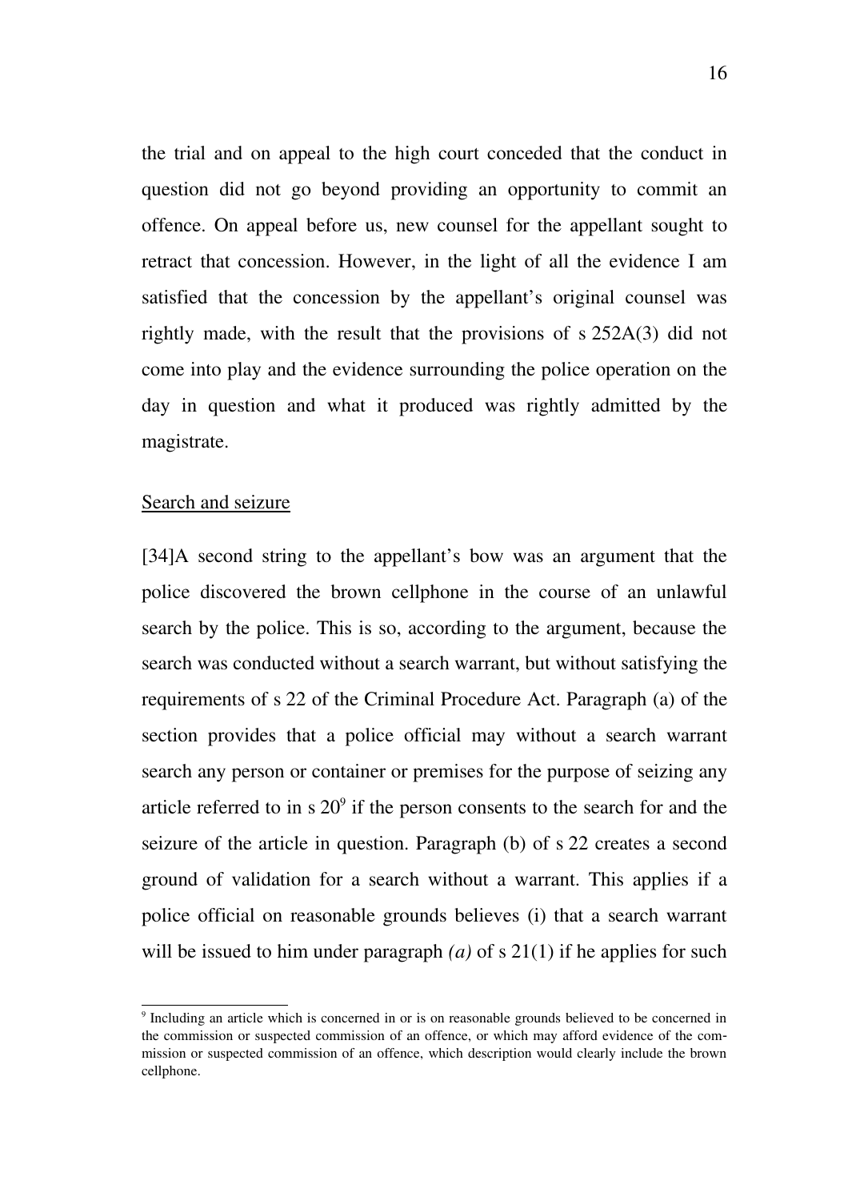the trial and on appeal to the high court conceded that the conduct in question did not go beyond providing an opportunity to commit an offence. On appeal before us, new counsel for the appellant sought to retract that concession. However, in the light of all the evidence I am satisfied that the concession by the appellant's original counsel was rightly made, with the result that the provisions of s 252A(3) did not come into play and the evidence surrounding the police operation on the day in question and what it produced was rightly admitted by the magistrate.

Search and seizure

[34]A second string to the appellant's bow was an argument that the police discovered the brown cellphone in the course of an unlawful search by the police. This is so, according to the argument, because the search was conducted without a search warrant, but without satisfying the requirements of s 22 of the Criminal Procedure Act. Paragraph (a) of the section provides that a police official may without a search warrant search any person or container or premises for the purpose of seizing any article referred to in s 20[9] if the person consents to the search for and the seizure of the article in question. Paragraph (b) of s 22 creates a second ground of validation for a search without a warrant. This applies if a police official on reasonable grounds believes (i) that a search warrant will be issued to him under paragraph *(a)* of s 21(1) if he applies for such

[9] Including an article which is concerned in or is on reasonable grounds believed to be concerned in the commission or suspected commission of an offence, or which may afford evidence of the commission or suspected commission of an offence, which description would clearly include the brown cellphone.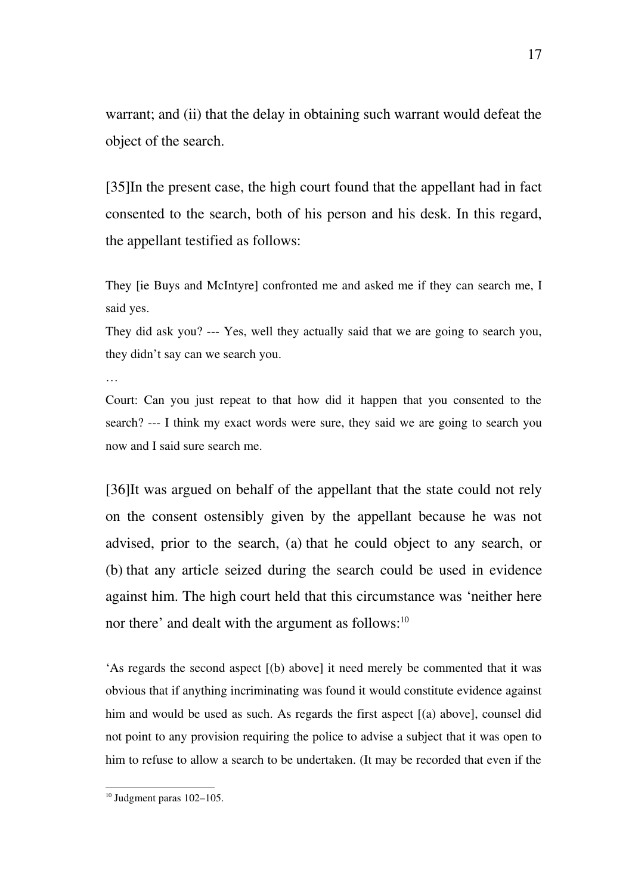warrant; and (ii) that the delay in obtaining such warrant would defeat the object of the search.

[35]In the present case, the high court found that the appellant had in fact consented to the search, both of his person and his desk. In this regard, the appellant testified as follows:

They [ie Buys and McIntyre] confronted me and asked me if they can search me, I said yes.

They did ask you? --- Yes, well they actually said that we are going to search you, they didn't say can we search you.

…

Court: Can you just repeat to that how did it happen that you consented to the search? --- I think my exact words were sure, they said we are going to search you now and I said sure search me.

[36]It was argued on behalf of the appellant that the state could not rely on the consent ostensibly given by the appellant because he was not advised, prior to the search, (a) that he could object to any search, or (b) that any article seized during the search could be used in evidence against him. The high court held that this circumstance was 'neither here nor there' and dealt with the argument as follows:[10]

'As regards the second aspect [(b) above] it need merely be commented that it was obvious that if anything incriminating was found it would constitute evidence against him and would be used as such. As regards the first aspect [(a) above], counsel did not point to any provision requiring the police to advise a subject that it was open to him to refuse to allow a search to be undertaken. (It may be recorded that even if the

[10] Judgment paras 102–105.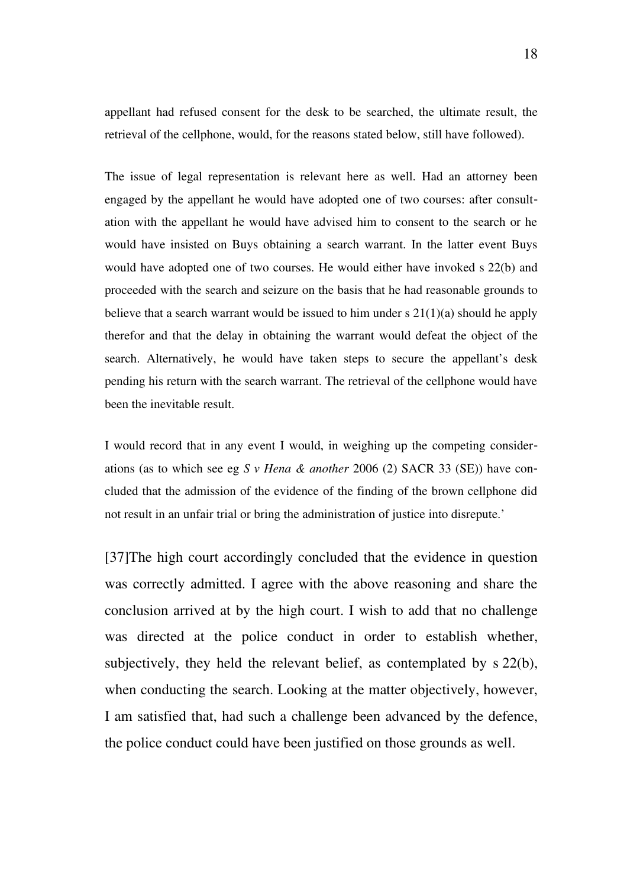appellant had refused consent for the desk to be searched, the ultimate result, the retrieval of the cellphone, would, for the reasons stated below, still have followed).

The issue of legal representation is relevant here as well. Had an attorney been engaged by the appellant he would have adopted one of two courses: after consultation with the appellant he would have advised him to consent to the search or he would have insisted on Buys obtaining a search warrant. In the latter event Buys would have adopted one of two courses. He would either have invoked s 22(b) and proceeded with the search and seizure on the basis that he had reasonable grounds to believe that a search warrant would be issued to him under s 21(1)(a) should he apply therefor and that the delay in obtaining the warrant would defeat the object of the search. Alternatively, he would have taken steps to secure the appellant's desk pending his return with the search warrant. The retrieval of the cellphone would have been the inevitable result.

I would record that in any event I would, in weighing up the competing considerations (as to which see eg *S v Hena & another* 2006 (2) SACR 33 (SE)) have concluded that the admission of the evidence of the finding of the brown cellphone did not result in an unfair trial or bring the administration of justice into disrepute.'

[37]The high court accordingly concluded that the evidence in question was correctly admitted. I agree with the above reasoning and share the conclusion arrived at by the high court. I wish to add that no challenge was directed at the police conduct in order to establish whether, subjectively, they held the relevant belief, as contemplated by s 22(b), when conducting the search. Looking at the matter objectively, however, I am satisfied that, had such a challenge been advanced by the defence, the police conduct could have been justified on those grounds as well.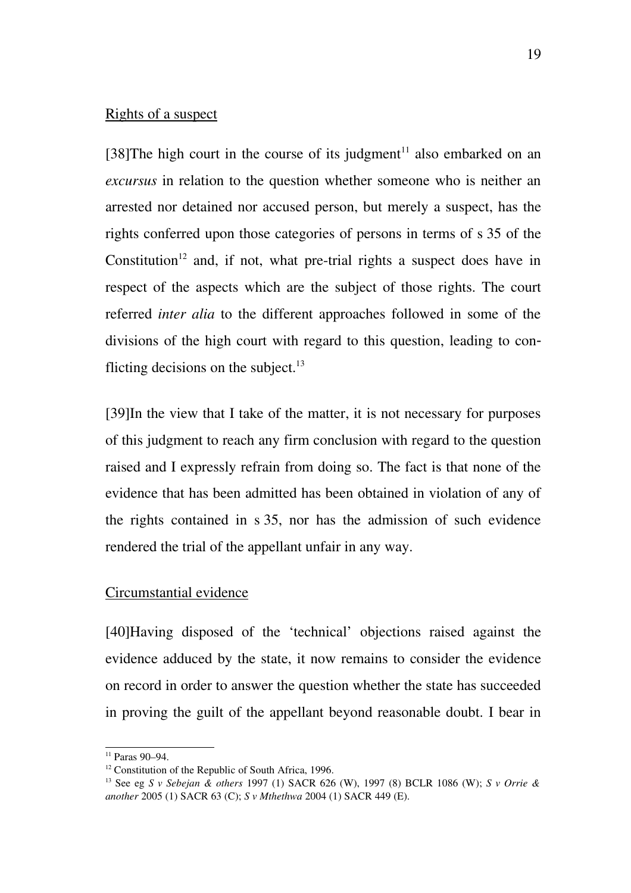Rights of a suspect

[38]The high court in the course of its judgment[11] also embarked on an *excursus* in relation to the question whether someone who is neither an arrested nor detained nor accused person, but merely a suspect, has the rights conferred upon those categories of persons in terms of s 35 of the Constitution[12] and, if not, what pre-trial rights a suspect does have in respect of the aspects which are the subject of those rights. The court referred *inter alia* to the different approaches followed in some of the divisions of the high court with regard to this question, leading to conflicting decisions on the subject.[13]

[39]In the view that I take of the matter, it is not necessary for purposes of this judgment to reach any firm conclusion with regard to the question raised and I expressly refrain from doing so. The fact is that none of the evidence that has been admitted has been obtained in violation of any of the rights contained in s 35, nor has the admission of such evidence rendered the trial of the appellant unfair in any way.

Circumstantial evidence

[40]Having disposed of the 'technical' objections raised against the evidence adduced by the state, it now remains to consider the evidence on record in order to answer the question whether the state has succeeded in proving the guilt of the appellant beyond reasonable doubt. I bear in

---

[11] Paras 90–94.

[12] Constitution of the Republic of South Africa, 1996.

[13] See eg *S v Sebejan & others* 1997 (1) SACR 626 (W), 1997 (8) BCLR 1086 (W); *S v Orrie & another* 2005 (1) SACR 63 (C); *S v Mthethwa* 2004 (1) SACR 449 (E).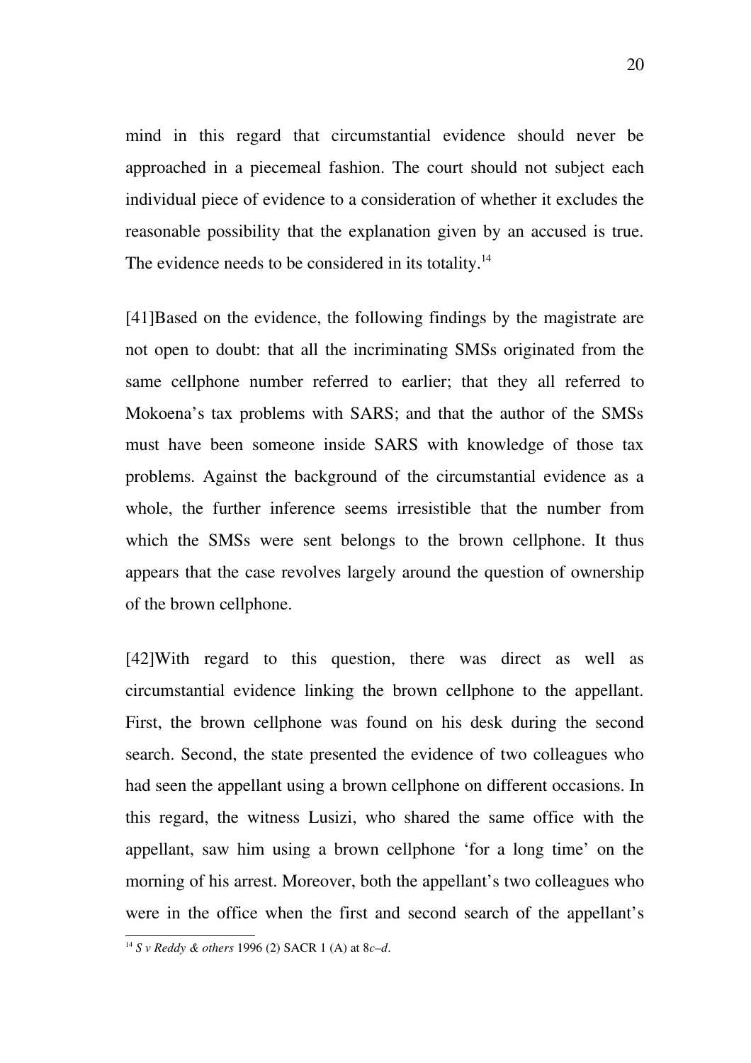mind in this regard that circumstantial evidence should never be approached in a piecemeal fashion. The court should not subject each individual piece of evidence to a consideration of whether it excludes the reasonable possibility that the explanation given by an accused is true. The evidence needs to be considered in its totality.[14]

[41]Based on the evidence, the following findings by the magistrate are not open to doubt: that all the incriminating SMSs originated from the same cellphone number referred to earlier; that they all referred to Mokoena's tax problems with SARS; and that the author of the SMSs must have been someone inside SARS with knowledge of those tax problems. Against the background of the circumstantial evidence as a whole, the further inference seems irresistible that the number from which the SMSs were sent belongs to the brown cellphone. It thus appears that the case revolves largely around the question of ownership of the brown cellphone.

[42]With regard to this question, there was direct as well as circumstantial evidence linking the brown cellphone to the appellant. First, the brown cellphone was found on his desk during the second search. Second, the state presented the evidence of two colleagues who had seen the appellant using a brown cellphone on different occasions. In this regard, the witness Lusizi, who shared the same office with the appellant, saw him using a brown cellphone 'for a long time' on the morning of his arrest. Moreover, both the appellant's two colleagues who were in the office when the first and second search of the appellant's

---

[14] *S v Reddy & others* 1996 (2) SACR 1 (A) at 8*c*–*d*.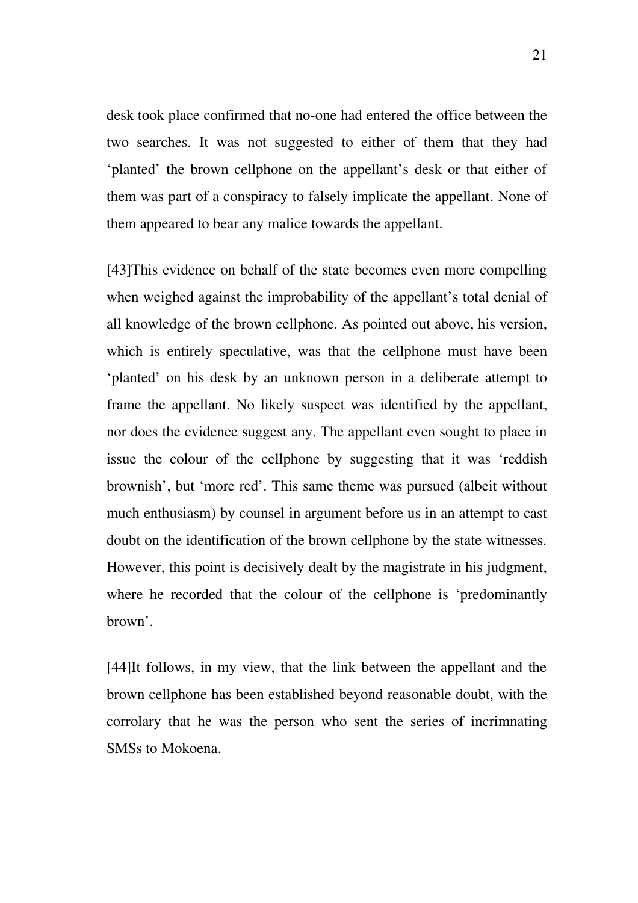desk took place confirmed that no-one had entered the office between the two searches. It was not suggested to either of them that they had 'planted' the brown cellphone on the appellant's desk or that either of them was part of a conspiracy to falsely implicate the appellant. None of them appeared to bear any malice towards the appellant.

[43]This evidence on behalf of the state becomes even more compelling when weighed against the improbability of the appellant's total denial of all knowledge of the brown cellphone. As pointed out above, his version, which is entirely speculative, was that the cellphone must have been 'planted' on his desk by an unknown person in a deliberate attempt to frame the appellant. No likely suspect was identified by the appellant, nor does the evidence suggest any. The appellant even sought to place in issue the colour of the cellphone by suggesting that it was 'reddish brownish', but 'more red'. This same theme was pursued (albeit without much enthusiasm) by counsel in argument before us in an attempt to cast doubt on the identification of the brown cellphone by the state witnesses. However, this point is decisively dealt by the magistrate in his judgment, where he recorded that the colour of the cellphone is 'predominantly brown'.

[44]It follows, in my view, that the link between the appellant and the brown cellphone has been established beyond reasonable doubt, with the corrolary that he was the person who sent the series of incrimnating SMSs to Mokoena.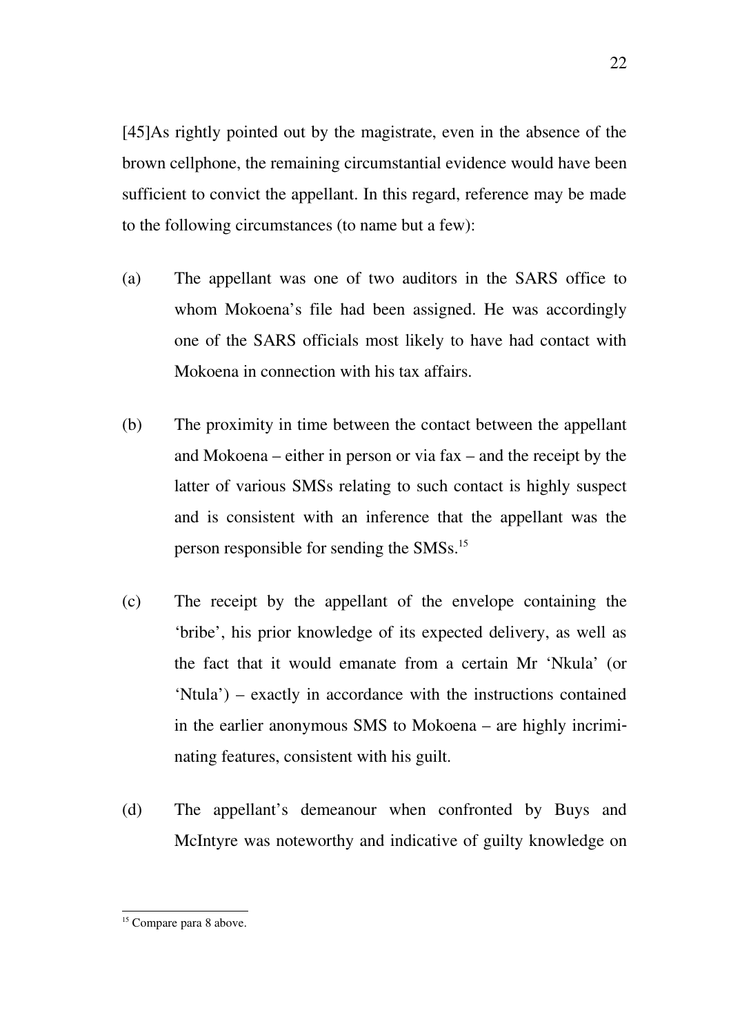[45]As rightly pointed out by the magistrate, even in the absence of the brown cellphone, the remaining circumstantial evidence would have been sufficient to convict the appellant. In this regard, reference may be made to the following circumstances (to name but a few):

(a) The appellant was one of two auditors in the SARS office to whom Mokoena's file had been assigned. He was accordingly one of the SARS officials most likely to have had contact with Mokoena in connection with his tax affairs.

(b) The proximity in time between the contact between the appellant and Mokoena – either in person or via fax – and the receipt by the latter of various SMSs relating to such contact is highly suspect and is consistent with an inference that the appellant was the person responsible for sending the SMSs.[15]

(c) The receipt by the appellant of the envelope containing the 'bribe', his prior knowledge of its expected delivery, as well as the fact that it would emanate from a certain Mr 'Nkula' (or 'Ntula') – exactly in accordance with the instructions contained in the earlier anonymous SMS to Mokoena – are highly incriminating features, consistent with his guilt.

(d) The appellant's demeanour when confronted by Buys and McIntyre was noteworthy and indicative of guilty knowledge on

[15] Compare para 8 above.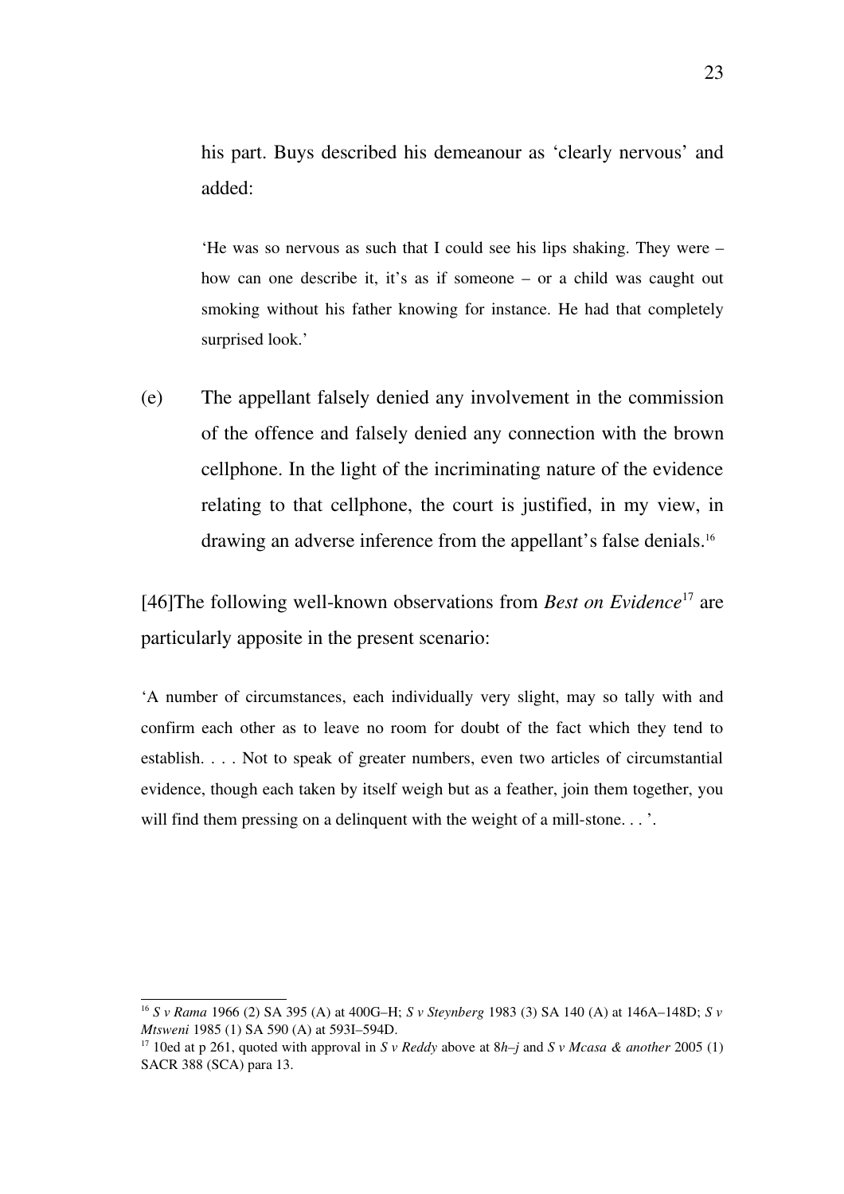his part. Buys described his demeanour as 'clearly nervous' and added:

> 'He was so nervous as such that I could see his lips shaking. They were – how can one describe it, it's as if someone – or a child was caught out smoking without his father knowing for instance. He had that completely surprised look.'

(e) The appellant falsely denied any involvement in the commission of the offence and falsely denied any connection with the brown cellphone. In the light of the incriminating nature of the evidence relating to that cellphone, the court is justified, in my view, in drawing an adverse inference from the appellant's false denials.[16]

[46]The following well-known observations from *Best on Evidence*[17] are particularly apposite in the present scenario:

> 'A number of circumstances, each individually very slight, may so tally with and confirm each other as to leave no room for doubt of the fact which they tend to establish. . . . Not to speak of greater numbers, even two articles of circumstantial evidence, though each taken by itself weigh but as a feather, join them together, you will find them pressing on a delinquent with the weight of a mill-stone. . . '.

---

[16] *S v Rama* 1966 (2) SA 395 (A) at 400G–H; *S v Steynberg* 1983 (3) SA 140 (A) at 146A–148D; *S v Mtsweni* 1985 (1) SA 590 (A) at 593I–594D.

[17] 10ed at p 261, quoted with approval in *S v Reddy* above at 8*h–j* and *S v Mcasa & another* 2005 (1) SACR 388 (SCA) para 13.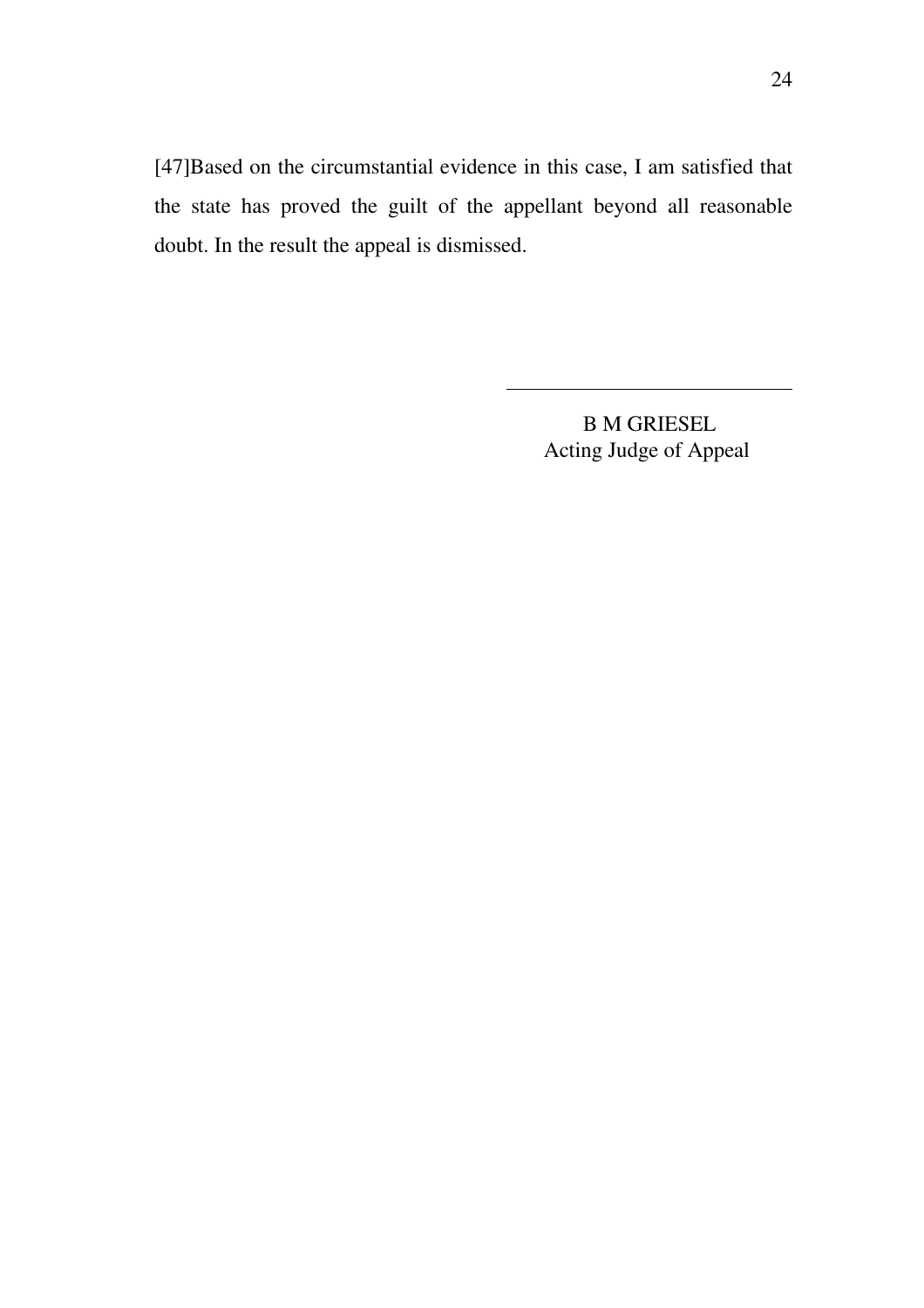[47]Based on the circumstantial evidence in this case, I am satisfied that the state has proved the guilt of the appellant beyond all reasonable doubt. In the result the appeal is dismissed.

---

B M GRIESEL
Acting Judge of Appeal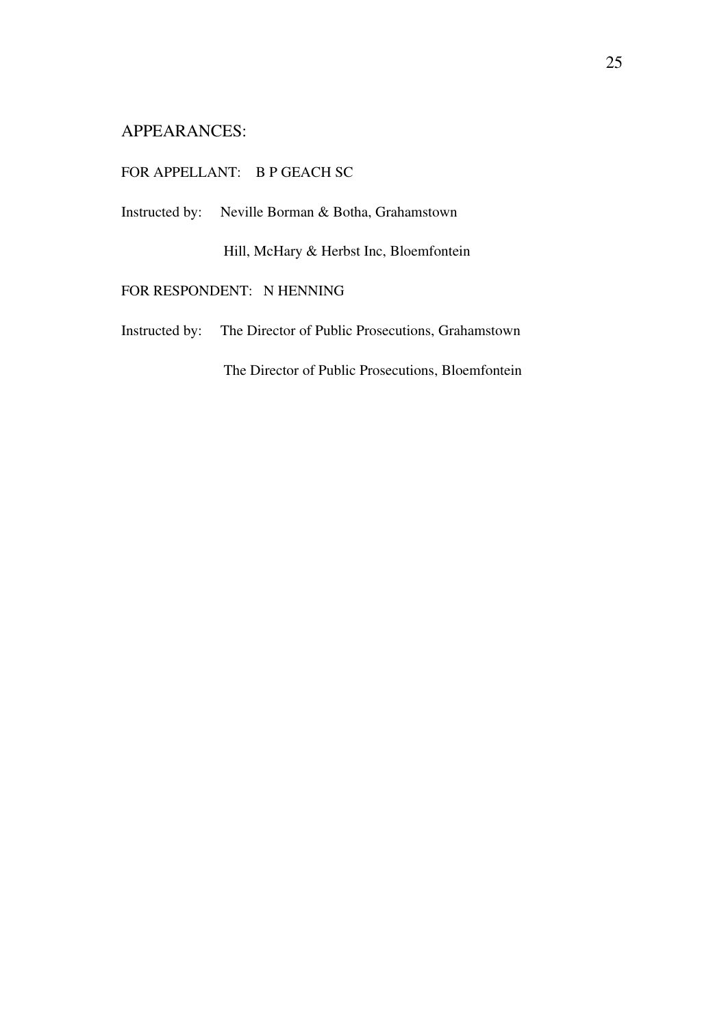APPEARANCES:

FOR APPELLANT: B P GEACH SC

Instructed by: Neville Borman & Botha, Grahamstown

Hill, McHary & Herbst Inc, Bloemfontein

FOR RESPONDENT: N HENNING

Instructed by: The Director of Public Prosecutions, Grahamstown

The Director of Public Prosecutions, Bloemfontein